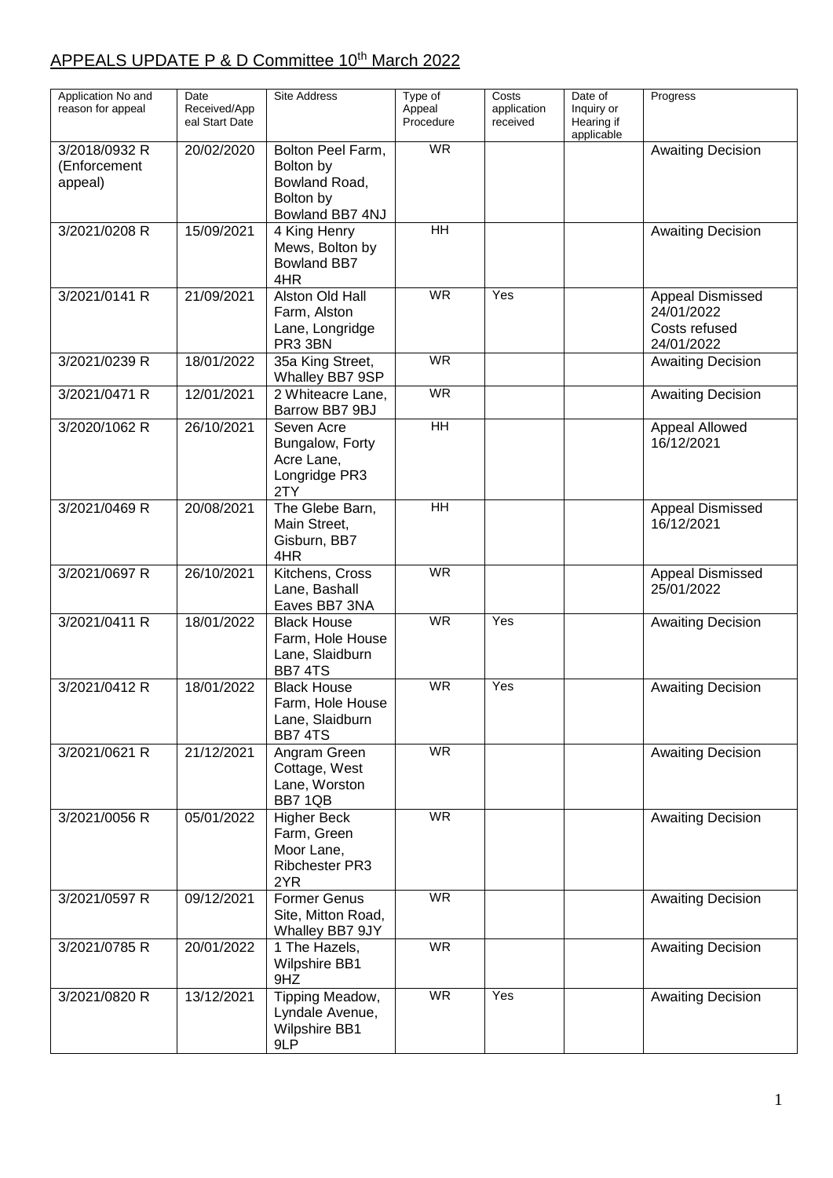# APPEALS UPDATE P & D Committee 10th March 2022

| Application No and reason for appeal | Date Received/Appeal Start Date | Site Address | Type of Appeal Procedure | Costs application received | Date of Inquiry or Hearing if applicable | Progress |
|---|---|---|---|---|---|---|
| 3/2018/0932 R (Enforcement appeal) | 20/02/2020 | Bolton Peel Farm, Bolton by Bowland Road, Bolton by Bowland BB7 4NJ | WR | | | Awaiting Decision |
| 3/2021/0208 R | 15/09/2021 | 4 King Henry Mews, Bolton by Bowland BB7 4HR | HH | | | Awaiting Decision |
| 3/2021/0141 R | 21/09/2021 | Alston Old Hall Farm, Alston Lane, Longridge PR3 3BN | WR | Yes | | Appeal Dismissed 24/01/2022 Costs refused 24/01/2022 |
| 3/2021/0239 R | 18/01/2022 | 35a King Street, Whalley BB7 9SP | WR | | | Awaiting Decision |
| 3/2021/0471 R | 12/01/2021 | 2 Whiteacre Lane, Barrow BB7 9BJ | WR | | | Awaiting Decision |
| 3/2020/1062 R | 26/10/2021 | Seven Acre Bungalow, Forty Acre Lane, Longridge PR3 2TY | HH | | | Appeal Allowed 16/12/2021 |
| 3/2021/0469 R | 20/08/2021 | The Glebe Barn, Main Street, Gisburn, BB7 4HR | HH | | | Appeal Dismissed 16/12/2021 |
| 3/2021/0697 R | 26/10/2021 | Kitchens, Cross Lane, Bashall Eaves BB7 3NA | WR | | | Appeal Dismissed 25/01/2022 |
| 3/2021/0411 R | 18/01/2022 | Black House Farm, Hole House Lane, Slaidburn BB7 4TS | WR | Yes | | Awaiting Decision |
| 3/2021/0412 R | 18/01/2022 | Black House Farm, Hole House Lane, Slaidburn BB7 4TS | WR | Yes | | Awaiting Decision |
| 3/2021/0621 R | 21/12/2021 | Angram Green Cottage, West Lane, Worston BB7 1QB | WR | | | Awaiting Decision |
| 3/2021/0056 R | 05/01/2022 | Higher Beck Farm, Green Moor Lane, Ribchester PR3 2YR | WR | | | Awaiting Decision |
| 3/2021/0597 R | 09/12/2021 | Former Genus Site, Mitton Road, Whalley BB7 9JY | WR | | | Awaiting Decision |
| 3/2021/0785 R | 20/01/2022 | 1 The Hazels, Wilpshire BB1 9HZ | WR | | | Awaiting Decision |
| 3/2021/0820 R | 13/12/2021 | Tipping Meadow, Lyndale Avenue, Wilpshire BB1 9LP | WR | Yes | | Awaiting Decision |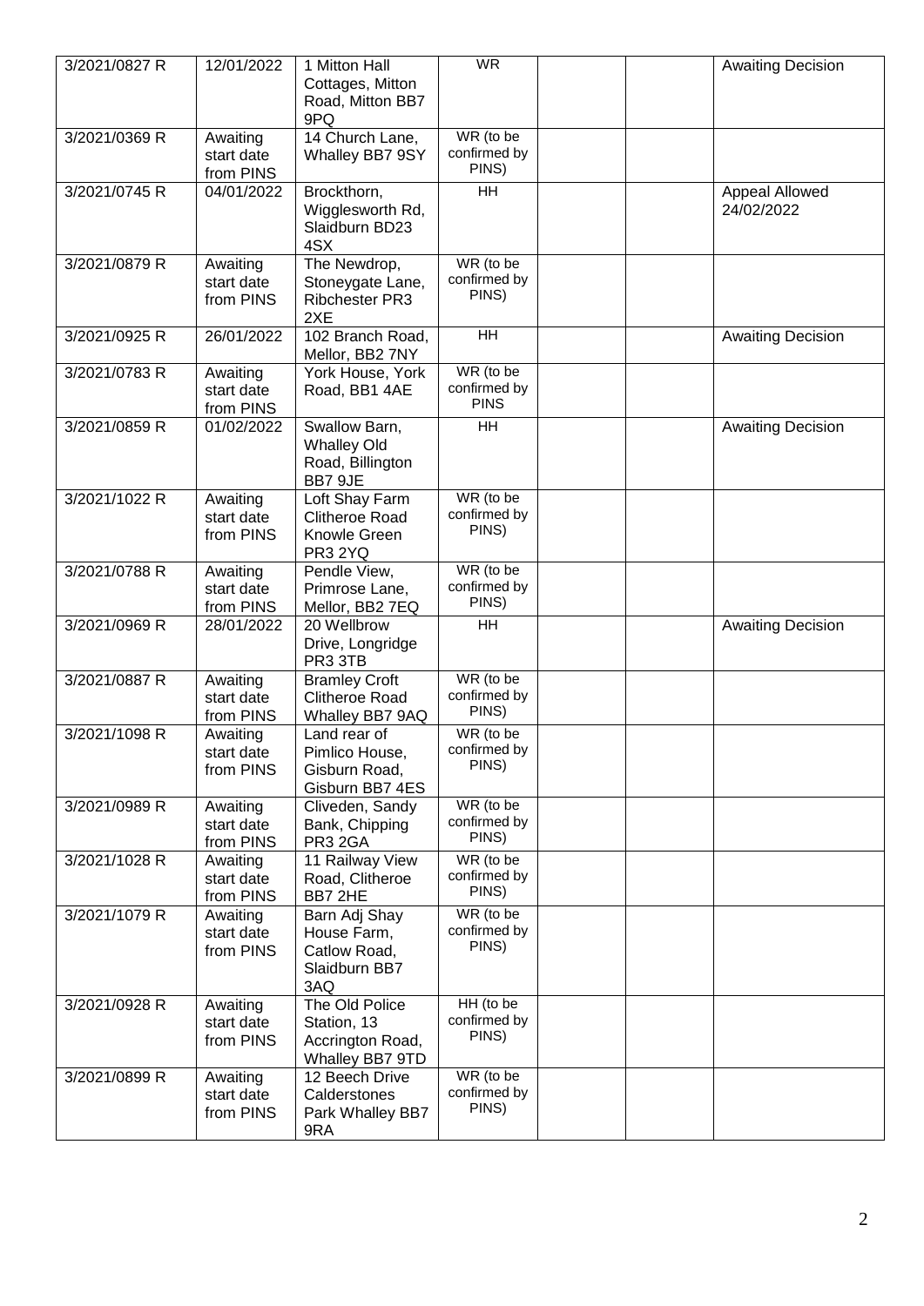| | | | | | | |
|---|---|---|---|---|---|---|
| 3/2021/0827 R | 12/01/2022 | 1 Mitton Hall Cottages, Mitton Road, Mitton BB7 9PQ | WR | | | Awaiting Decision |
| 3/2021/0369 R | Awaiting start date from PINS | 14 Church Lane, Whalley BB7 9SY | WR (to be confirmed by PINS) | | | |
| 3/2021/0745 R | 04/01/2022 | Brockthorn, Wigglesworth Rd, Slaidburn BD23 4SX | HH | | | Appeal Allowed 24/02/2022 |
| 3/2021/0879 R | Awaiting start date from PINS | The Newdrop, Stoneygate Lane, Ribchester PR3 2XE | WR (to be confirmed by PINS) | | | |
| 3/2021/0925 R | 26/01/2022 | 102 Branch Road, Mellor, BB2 7NY | HH | | | Awaiting Decision |
| 3/2021/0783 R | Awaiting start date from PINS | York House, York Road, BB1 4AE | WR (to be confirmed by PINS | | | |
| 3/2021/0859 R | 01/02/2022 | Swallow Barn, Whalley Old Road, Billington BB7 9JE | HH | | | Awaiting Decision |
| 3/2021/1022 R | Awaiting start date from PINS | Loft Shay Farm Clitheroe Road Knowle Green PR3 2YQ | WR (to be confirmed by PINS) | | | |
| 3/2021/0788 R | Awaiting start date from PINS | Pendle View, Primrose Lane, Mellor, BB2 7EQ | WR (to be confirmed by PINS) | | | |
| 3/2021/0969 R | 28/01/2022 | 20 Wellbrow Drive, Longridge PR3 3TB | HH | | | Awaiting Decision |
| 3/2021/0887 R | Awaiting start date from PINS | Bramley Croft Clitheroe Road Whalley BB7 9AQ | WR (to be confirmed by PINS) | | | |
| 3/2021/1098 R | Awaiting start date from PINS | Land rear of Pimlico House, Gisburn Road, Gisburn BB7 4ES | WR (to be confirmed by PINS) | | | |
| 3/2021/0989 R | Awaiting start date from PINS | Cliveden, Sandy Bank, Chipping PR3 2GA | WR (to be confirmed by PINS) | | | |
| 3/2021/1028 R | Awaiting start date from PINS | 11 Railway View Road, Clitheroe BB7 2HE | WR (to be confirmed by PINS) | | | |
| 3/2021/1079 R | Awaiting start date from PINS | Barn Adj Shay House Farm, Catlow Road, Slaidburn BB7 3AQ | WR (to be confirmed by PINS) | | | |
| 3/2021/0928 R | Awaiting start date from PINS | The Old Police Station, 13 Accrington Road, Whalley BB7 9TD | HH (to be confirmed by PINS) | | | |
| 3/2021/0899 R | Awaiting start date from PINS | 12 Beech Drive Calderstones Park Whalley BB7 9RA | WR (to be confirmed by PINS) | | | |